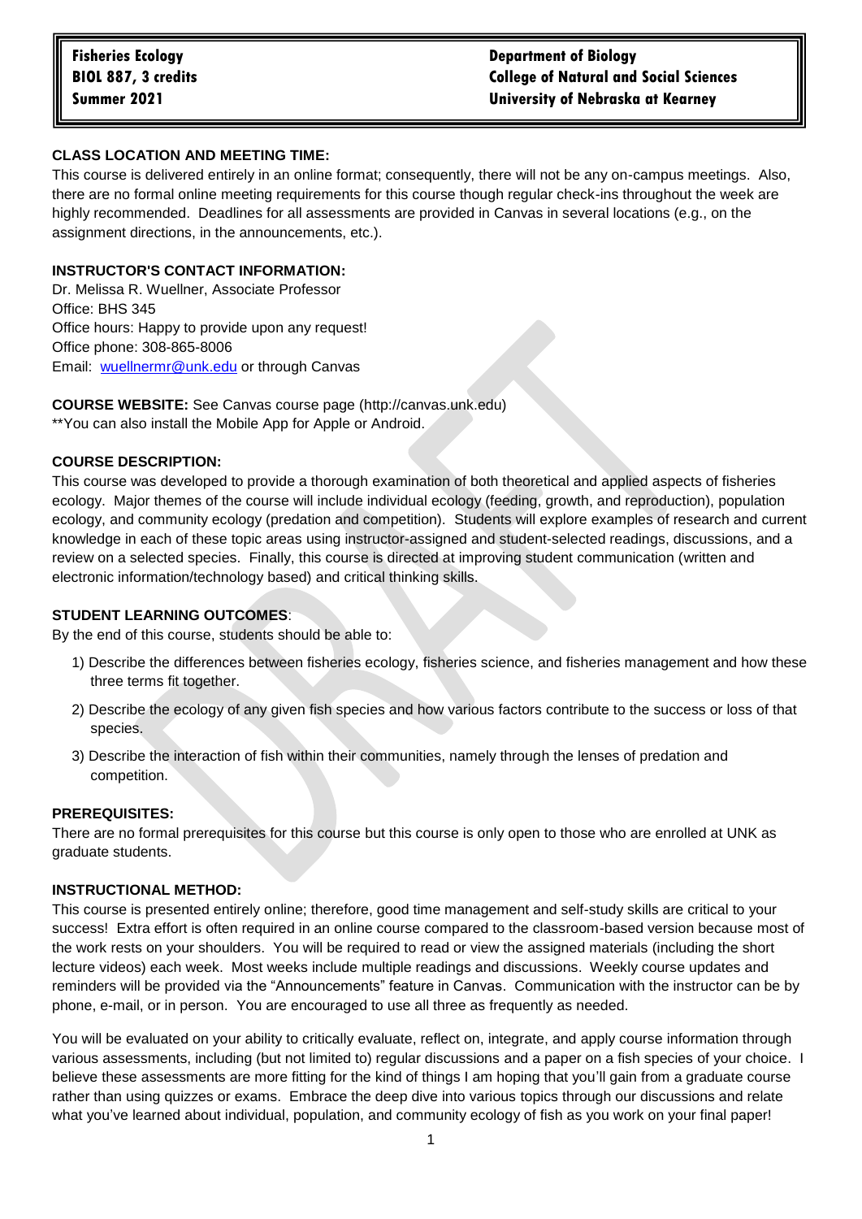**Fisheries Ecology**
**BIOL 887, 3 credits**
**Summer 2021**

**Department of Biology**
**College of Natural and Social Sciences**
**University of Nebraska at Kearney**

**CLASS LOCATION AND MEETING TIME:**

This course is delivered entirely in an online format; consequently, there will not be any on-campus meetings. Also, there are no formal online meeting requirements for this course though regular check-ins throughout the week are highly recommended. Deadlines for all assessments are provided in Canvas in several locations (e.g., on the assignment directions, in the announcements, etc.).

**INSTRUCTOR'S CONTACT INFORMATION:**

Dr. Melissa R. Wuellner, Associate Professor
Office: BHS 345
Office hours: Happy to provide upon any request!
Office phone: 308-865-8006
Email: wuellnermr@unk.edu or through Canvas

**COURSE WEBSITE:** See Canvas course page (http://canvas.unk.edu)
**You can also install the Mobile App for Apple or Android.

**COURSE DESCRIPTION:**

This course was developed to provide a thorough examination of both theoretical and applied aspects of fisheries ecology. Major themes of the course will include individual ecology (feeding, growth, and reproduction), population ecology, and community ecology (predation and competition). Students will explore examples of research and current knowledge in each of these topic areas using instructor-assigned and student-selected readings, discussions, and a review on a selected species. Finally, this course is directed at improving student communication (written and electronic information/technology based) and critical thinking skills.

**STUDENT LEARNING OUTCOMES**:

By the end of this course, students should be able to:

1) Describe the differences between fisheries ecology, fisheries science, and fisheries management and how these three terms fit together.
2) Describe the ecology of any given fish species and how various factors contribute to the success or loss of that species.
3) Describe the interaction of fish within their communities, namely through the lenses of predation and competition.

**PREREQUISITES:**

There are no formal prerequisites for this course but this course is only open to those who are enrolled at UNK as graduate students.

**INSTRUCTIONAL METHOD:**

This course is presented entirely online; therefore, good time management and self-study skills are critical to your success! Extra effort is often required in an online course compared to the classroom-based version because most of the work rests on your shoulders. You will be required to read or view the assigned materials (including the short lecture videos) each week. Most weeks include multiple readings and discussions. Weekly course updates and reminders will be provided via the "Announcements" feature in Canvas. Communication with the instructor can be by phone, e-mail, or in person. You are encouraged to use all three as frequently as needed.

You will be evaluated on your ability to critically evaluate, reflect on, integrate, and apply course information through various assessments, including (but not limited to) regular discussions and a paper on a fish species of your choice. I believe these assessments are more fitting for the kind of things I am hoping that you'll gain from a graduate course rather than using quizzes or exams. Embrace the deep dive into various topics through our discussions and relate what you've learned about individual, population, and community ecology of fish as you work on your final paper!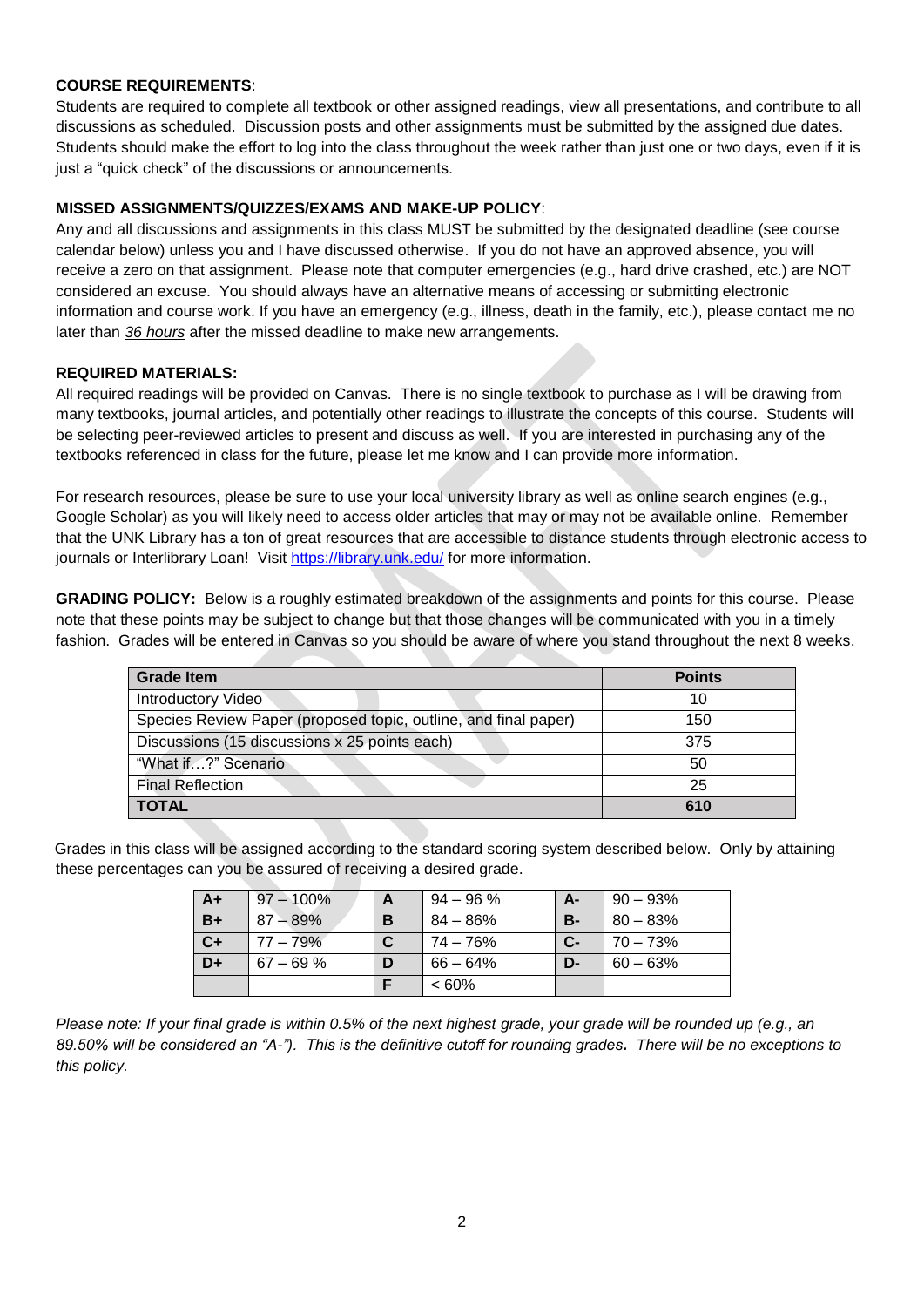**COURSE REQUIREMENTS**:
Students are required to complete all textbook or other assigned readings, view all presentations, and contribute to all discussions as scheduled. Discussion posts and other assignments must be submitted by the assigned due dates. Students should make the effort to log into the class throughout the week rather than just one or two days, even if it is just a "quick check" of the discussions or announcements.

**MISSED ASSIGNMENTS/QUIZZES/EXAMS AND MAKE-UP POLICY**:
Any and all discussions and assignments in this class MUST be submitted by the designated deadline (see course calendar below) unless you and I have discussed otherwise. If you do not have an approved absence, you will receive a zero on that assignment. Please note that computer emergencies (e.g., hard drive crashed, etc.) are NOT considered an excuse. You should always have an alternative means of accessing or submitting electronic information and course work. If you have an emergency (e.g., illness, death in the family, etc.), please contact me no later than ***36 hours*** after the missed deadline to make new arrangements.

**REQUIRED MATERIALS:**
All required readings will be provided on Canvas. There is no single textbook to purchase as I will be drawing from many textbooks, journal articles, and potentially other readings to illustrate the concepts of this course. Students will be selecting peer-reviewed articles to present and discuss as well. If you are interested in purchasing any of the textbooks referenced in class for the future, please let me know and I can provide more information.

For research resources, please be sure to use your local university library as well as online search engines (e.g., Google Scholar) as you will likely need to access older articles that may or may not be available online. Remember that the UNK Library has a ton of great resources that are accessible to distance students through electronic access to journals or Interlibrary Loan! Visit https://library.unk.edu/ for more information.

**GRADING POLICY:** Below is a roughly estimated breakdown of the assignments and points for this course. Please note that these points may be subject to change but that those changes will be communicated with you in a timely fashion. Grades will be entered in Canvas so you should be aware of where you stand throughout the next 8 weeks.

| Grade Item | Points |
|---|---|
| Introductory Video | 10 |
| Species Review Paper (proposed topic, outline, and final paper) | 150 |
| Discussions (15 discussions x 25 points each) | 375 |
| "What if…?" Scenario | 50 |
| Final Reflection | 25 |
| **TOTAL** | **610** |

Grades in this class will be assigned according to the standard scoring system described below. Only by attaining these percentages can you be assured of receiving a desired grade.

| | | | | | |
|---|---|---|---|---|---|
| **A+** | 97 – 100% | **A** | 94 – 96 % | **A-** | 90 – 93% |
| **B+** | 87 – 89% | **B** | 84 – 86% | **B-** | 80 – 83% |
| **C+** | 77 – 79% | **C** | 74 – 76% | **C-** | 70 – 73% |
| **D+** | 67 – 69 % | **D** | 66 – 64% | **D-** | 60 – 63% |
| | | **F** | < 60% | | |

*Please note: If your final grade is within 0.5% of the next highest grade, your grade will be rounded up (e.g., an 89.50% will be considered an "A-"). This is the definitive cutoff for rounding grades. There will be no exceptions to this policy.*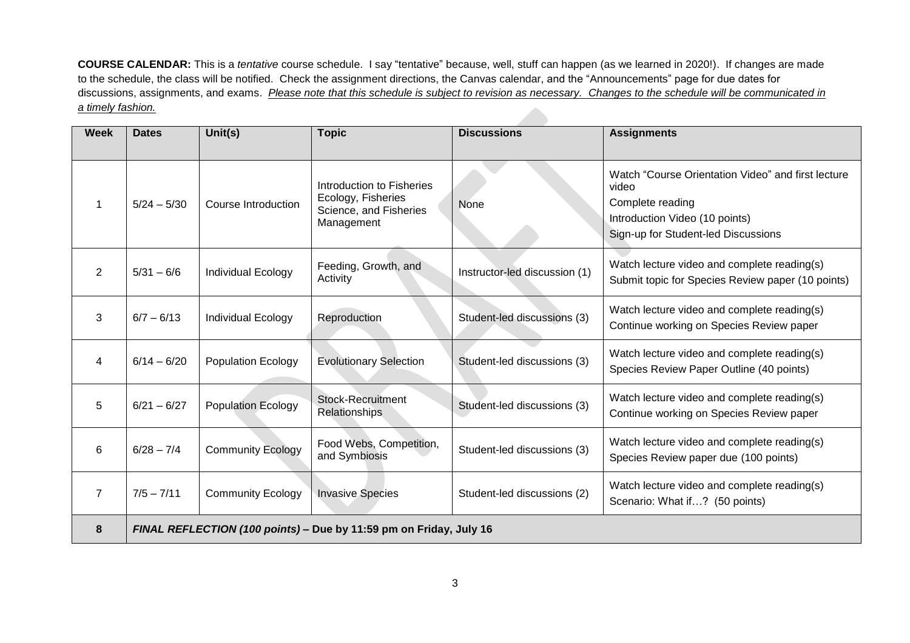**COURSE CALENDAR:** This is a *tentative* course schedule. I say "tentative" because, well, stuff can happen (as we learned in 2020!). If changes are made to the schedule, the class will be notified. Check the assignment directions, the Canvas calendar, and the "Announcements" page for due dates for discussions, assignments, and exams. *Please note that this schedule is subject to revision as necessary. Changes to the schedule will be communicated in a timely fashion.*

| Week | Dates | Unit(s) | Topic | Discussions | Assignments |
|---|---|---|---|---|---|
| 1 | 5/24 – 5/30 | Course Introduction | Introduction to Fisheries Ecology, Fisheries Science, and Fisheries Management | None | Watch "Course Orientation Video" and first lecture video<br>Complete reading<br>Introduction Video (10 points)<br>Sign-up for Student-led Discussions |
| 2 | 5/31 – 6/6 | Individual Ecology | Feeding, Growth, and Activity | Instructor-led discussion (1) | Watch lecture video and complete reading(s)<br>Submit topic for Species Review paper (10 points) |
| 3 | 6/7 – 6/13 | Individual Ecology | Reproduction | Student-led discussions (3) | Watch lecture video and complete reading(s)<br>Continue working on Species Review paper |
| 4 | 6/14 – 6/20 | Population Ecology | Evolutionary Selection | Student-led discussions (3) | Watch lecture video and complete reading(s)<br>Species Review Paper Outline (40 points) |
| 5 | 6/21 – 6/27 | Population Ecology | Stock-Recruitment Relationships | Student-led discussions (3) | Watch lecture video and complete reading(s)<br>Continue working on Species Review paper |
| 6 | 6/28 – 7/4 | Community Ecology | Food Webs, Competition, and Symbiosis | Student-led discussions (3) | Watch lecture video and complete reading(s)<br>Species Review paper due (100 points) |
| 7 | 7/5 – 7/11 | Community Ecology | Invasive Species | Student-led discussions (2) | Watch lecture video and complete reading(s)<br>Scenario: What if…? (50 points) |
| **8** | ***FINAL REFLECTION (100 points) – Due by 11:59 pm on Friday, July 16*** | | | | |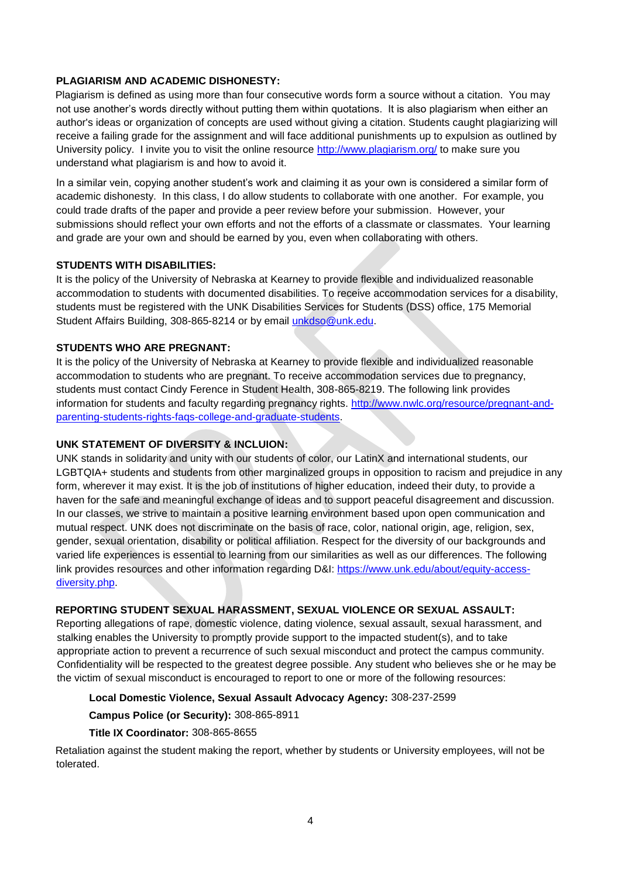**PLAGIARISM AND ACADEMIC DISHONESTY:**

Plagiarism is defined as using more than four consecutive words form a source without a citation. You may not use another's words directly without putting them within quotations. It is also plagiarism when either an author's ideas or organization of concepts are used without giving a citation. Students caught plagiarizing will receive a failing grade for the assignment and will face additional punishments up to expulsion as outlined by University policy. I invite you to visit the online resource http://www.plagiarism.org/ to make sure you understand what plagiarism is and how to avoid it.

In a similar vein, copying another student's work and claiming it as your own is considered a similar form of academic dishonesty. In this class, I do allow students to collaborate with one another. For example, you could trade drafts of the paper and provide a peer review before your submission. However, your submissions should reflect your own efforts and not the efforts of a classmate or classmates. Your learning and grade are your own and should be earned by you, even when collaborating with others.

**STUDENTS WITH DISABILITIES:**

It is the policy of the University of Nebraska at Kearney to provide flexible and individualized reasonable accommodation to students with documented disabilities. To receive accommodation services for a disability, students must be registered with the UNK Disabilities Services for Students (DSS) office, 175 Memorial Student Affairs Building, 308-865-8214 or by email unkdso@unk.edu.

**STUDENTS WHO ARE PREGNANT:**

It is the policy of the University of Nebraska at Kearney to provide flexible and individualized reasonable accommodation to students who are pregnant. To receive accommodation services due to pregnancy, students must contact Cindy Ference in Student Health, 308-865-8219. The following link provides information for students and faculty regarding pregnancy rights. http://www.nwlc.org/resource/pregnant-and-parenting-students-rights-faqs-college-and-graduate-students.

**UNK STATEMENT OF DIVERSITY & INCLUION:**

UNK stands in solidarity and unity with our students of color, our LatinX and international students, our LGBTQIA+ students and students from other marginalized groups in opposition to racism and prejudice in any form, wherever it may exist. It is the job of institutions of higher education, indeed their duty, to provide a haven for the safe and meaningful exchange of ideas and to support peaceful disagreement and discussion. In our classes, we strive to maintain a positive learning environment based upon open communication and mutual respect. UNK does not discriminate on the basis of race, color, national origin, age, religion, sex, gender, sexual orientation, disability or political affiliation. Respect for the diversity of our backgrounds and varied life experiences is essential to learning from our similarities as well as our differences. The following link provides resources and other information regarding D&I: https://www.unk.edu/about/equity-access-diversity.php.

**REPORTING STUDENT SEXUAL HARASSMENT, SEXUAL VIOLENCE OR SEXUAL ASSAULT:**

Reporting allegations of rape, domestic violence, dating violence, sexual assault, sexual harassment, and stalking enables the University to promptly provide support to the impacted student(s), and to take appropriate action to prevent a recurrence of such sexual misconduct and protect the campus community. Confidentiality will be respected to the greatest degree possible. Any student who believes she or he may be the victim of sexual misconduct is encouraged to report to one or more of the following resources:

**Local Domestic Violence, Sexual Assault Advocacy Agency:** 308-237-2599

**Campus Police (or Security):** 308-865-8911

**Title IX Coordinator:** 308-865-8655

Retaliation against the student making the report, whether by students or University employees, will not be tolerated.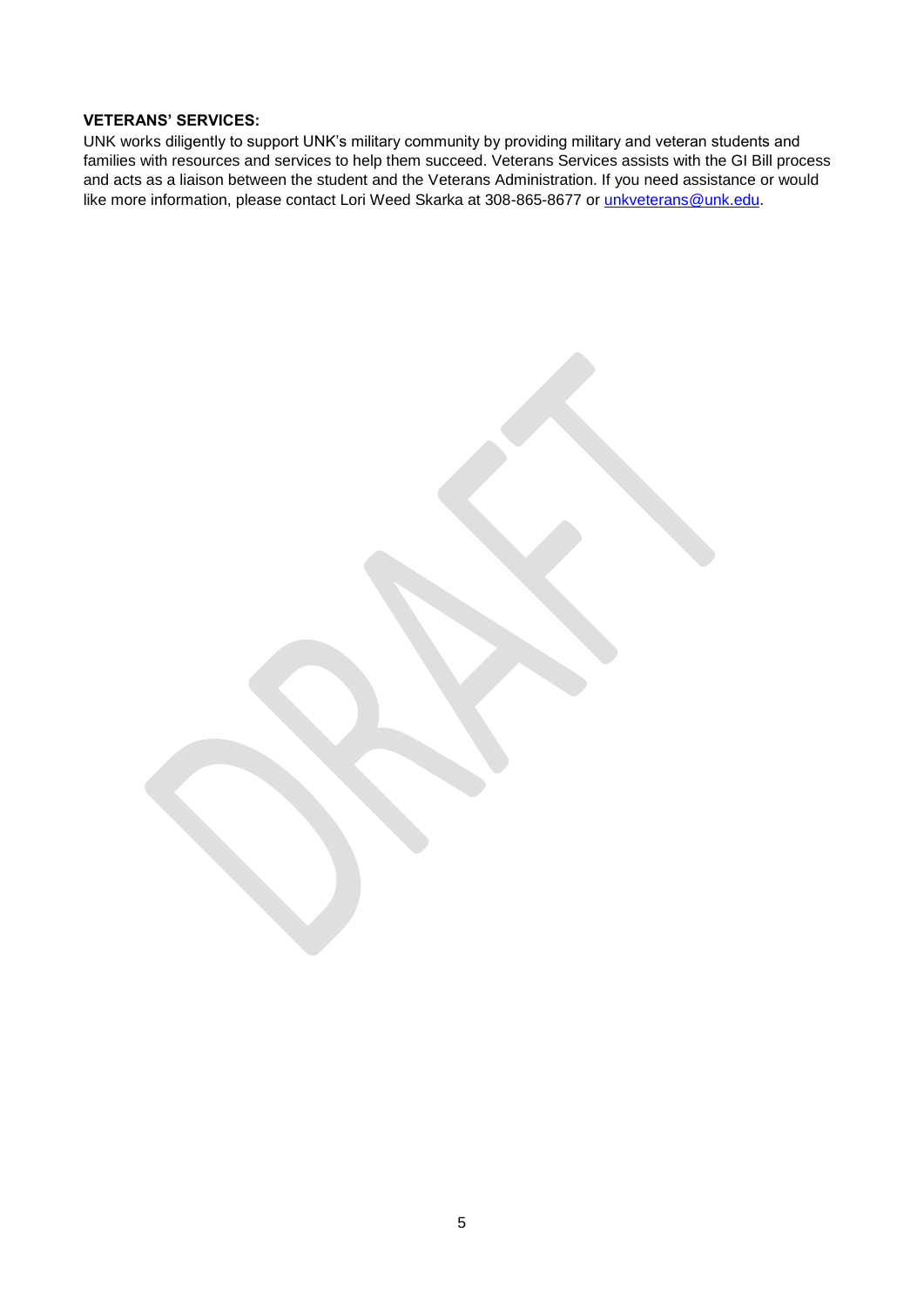**VETERANS' SERVICES:**

UNK works diligently to support UNK's military community by providing military and veteran students and families with resources and services to help them succeed. Veterans Services assists with the GI Bill process and acts as a liaison between the student and the Veterans Administration. If you need assistance or would like more information, please contact Lori Weed Skarka at 308-865-8677 or unkveterans@unk.edu.